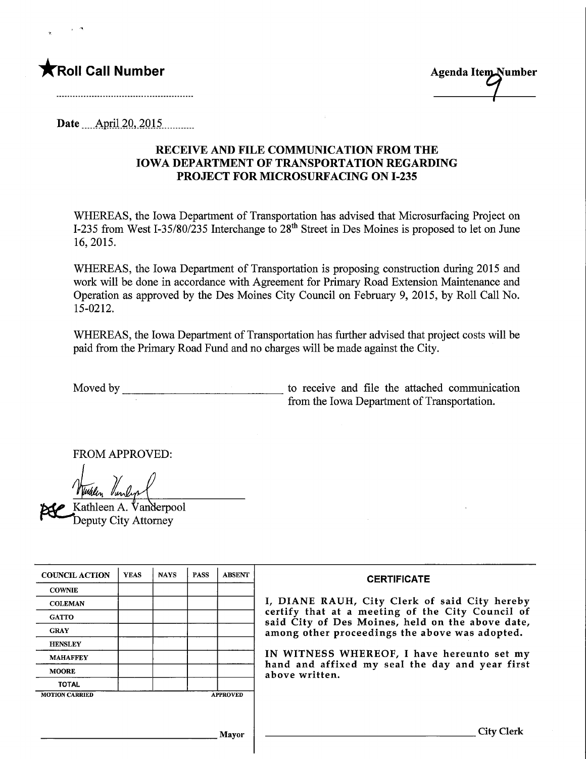★Roll Call Number

Agenda Item Number 9

Date April 20, 2015

## RECEIVE AND FILE COMMUNICATION FROM THE IOWA DEPARTMENT OF TRANSPORTATION REGARDING PROJECT FOR MICROSURFACING ON I-235

WHEREAS, the Iowa Department of Transportation has advised that Microsurfacing Project on I-235 from West I-35/80/235 Interchange to 28th Street in Des Moines is proposed to let on June 16, 2015.

WHEREAS, the Iowa Department of Transportation is proposing construction during 2015 and work will be done in accordance with Agreement for Primary Road Extension Maintenance and Operation as approved by the Des Moines City Council on February 9, 2015, by Roll Call No. 15-0212.

WHEREAS, the Iowa Department of Transportation has further advised that project costs will be paid from the Primary Road Fund and no charges will be made against the City.

Moved by ______________________ to receive and file the attached communication from the Iowa Department of Transportation.

FROM APPROVED:

Kathleen A. Vanderpool
Deputy City Attorney

| COUNCIL ACTION | YEAS | NAYS | PASS | ABSENT |
|---|---|---|---|---|
| COWNIE | | | | |
| COLEMAN | | | | |
| GATTO | | | | |
| GRAY | | | | |
| HENSLEY | | | | |
| MAHAFFEY | | | | |
| MOORE | | | | |
| TOTAL | | | | |
| MOTION CARRIED | | | | APPROVED |

______________________ Mayor

**CERTIFICATE**

I, DIANE RAUH, City Clerk of said City hereby certify that at a meeting of the City Council of said City of Des Moines, held on the above date, among other proceedings the above was adopted.

IN WITNESS WHEREOF, I have hereunto set my hand and affixed my seal the day and year first above written.

______________________ City Clerk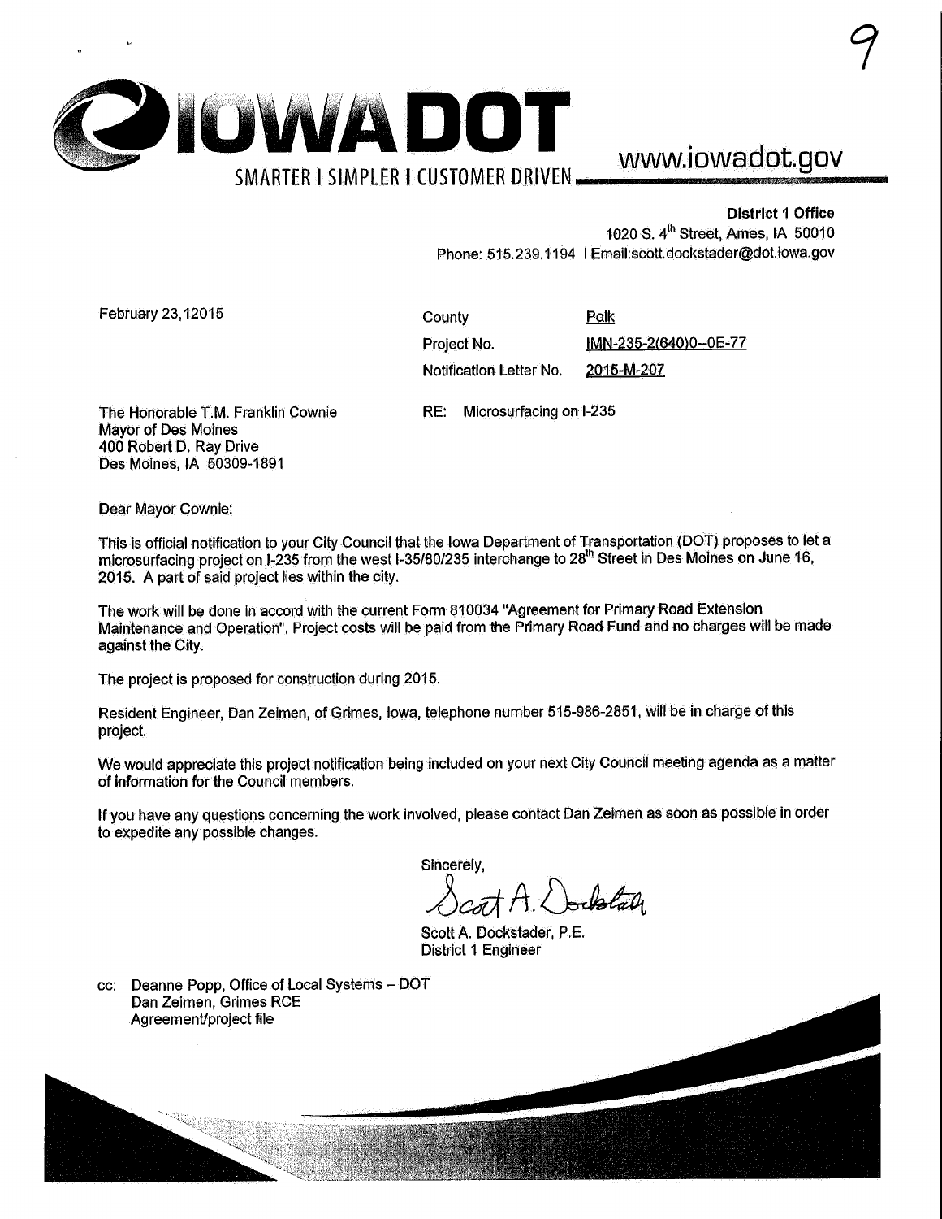9

# IOWA DOT

SMARTER | SIMPLER | CUSTOMER DRIVEN www.iowadot.gov

**District 1 Office**
1020 S. 4th Street, Ames, IA 50010
Phone: 515.239.1194 | Email:scott.dockstader@dot.iowa.gov

February 23,12015

| | |
|---|---|
| County | Polk |
| Project No. | IMN-235-2(640)0--0E-77 |
| Notification Letter No. | 2015-M-207 |

The Honorable T.M. Franklin Cownie
Mayor of Des Moines
400 Robert D. Ray Drive
Des Moines, IA 50309-1891

RE: Microsurfacing on I-235

Dear Mayor Cownie:

This is official notification to your City Council that the Iowa Department of Transportation (DOT) proposes to let a microsurfacing project on I-235 from the west I-35/80/235 interchange to 28th Street in Des Moines on June 16, 2015. A part of said project lies within the city.

The work will be done in accord with the current Form 810034 "Agreement for Primary Road Extension Maintenance and Operation". Project costs will be paid from the Primary Road Fund and no charges will be made against the City.

The project is proposed for construction during 2015.

Resident Engineer, Dan Zeimen, of Grimes, Iowa, telephone number 515-986-2851, will be in charge of this project.

We would appreciate this project notification being included on your next City Council meeting agenda as a matter of information for the Council members.

If you have any questions concerning the work involved, please contact Dan Zeimen as soon as possible in order to expedite any possible changes.

Sincerely,

Scott A. Dockstader

Scott A. Dockstader, P.E.
District 1 Engineer

cc: Deanne Popp, Office of Local Systems – DOT
Dan Zeimen, Grimes RCE
Agreement/project file